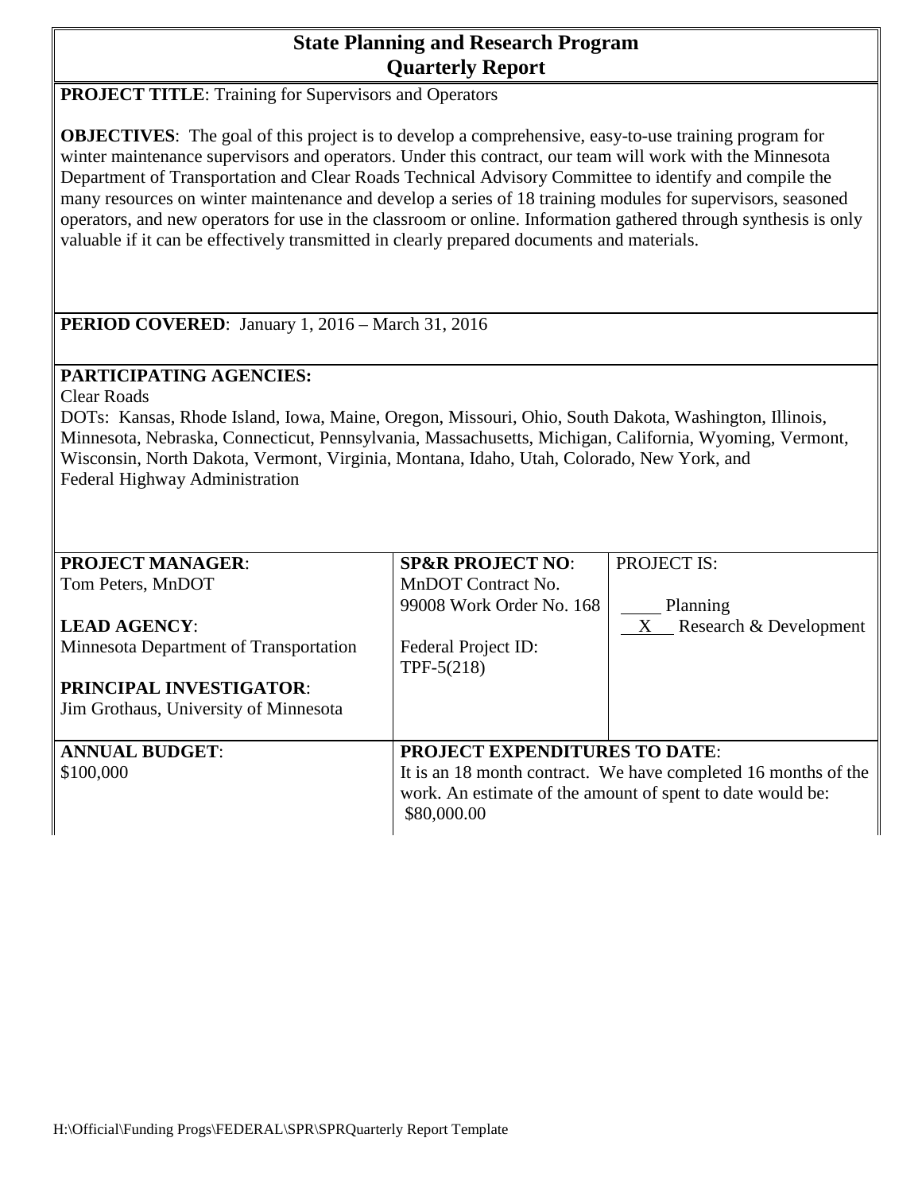# State Planning and Research Program
## Quarterly Report

**PROJECT TITLE**: Training for Supervisors and Operators

**OBJECTIVES**: The goal of this project is to develop a comprehensive, easy-to-use training program for winter maintenance supervisors and operators. Under this contract, our team will work with the Minnesota Department of Transportation and Clear Roads Technical Advisory Committee to identify and compile the many resources on winter maintenance and develop a series of 18 training modules for supervisors, seasoned operators, and new operators for use in the classroom or online. Information gathered through synthesis is only valuable if it can be effectively transmitted in clearly prepared documents and materials.

**PERIOD COVERED**: January 1, 2016 – March 31, 2016

**PARTICIPATING AGENCIES:**
Clear Roads
DOTs: Kansas, Rhode Island, Iowa, Maine, Oregon, Missouri, Ohio, South Dakota, Washington, Illinois, Minnesota, Nebraska, Connecticut, Pennsylvania, Massachusetts, Michigan, California, Wyoming, Vermont, Wisconsin, North Dakota, Vermont, Virginia, Montana, Idaho, Utah, Colorado, New York, and Federal Highway Administration

| **PROJECT MANAGER**: Tom Peters, MnDOT<br><br>**LEAD AGENCY**: Minnesota Department of Transportation<br><br>**PRINCIPAL INVESTIGATOR**: Jim Grothaus, University of Minnesota | **SP&R PROJECT NO**: MnDOT Contract No. 99008 Work Order No. 168<br><br>Federal Project ID: TPF-5(218) | PROJECT IS:<br><br>\_\_\_\_ Planning<br>\_\_X\_\_ Research & Development |
|---|---|---|
| **ANNUAL BUDGET**: $100,000 | **PROJECT EXPENDITURES TO DATE**: It is an 18 month contract. We have completed 16 months of the work. An estimate of the amount of spent to date would be: $80,000.00 | |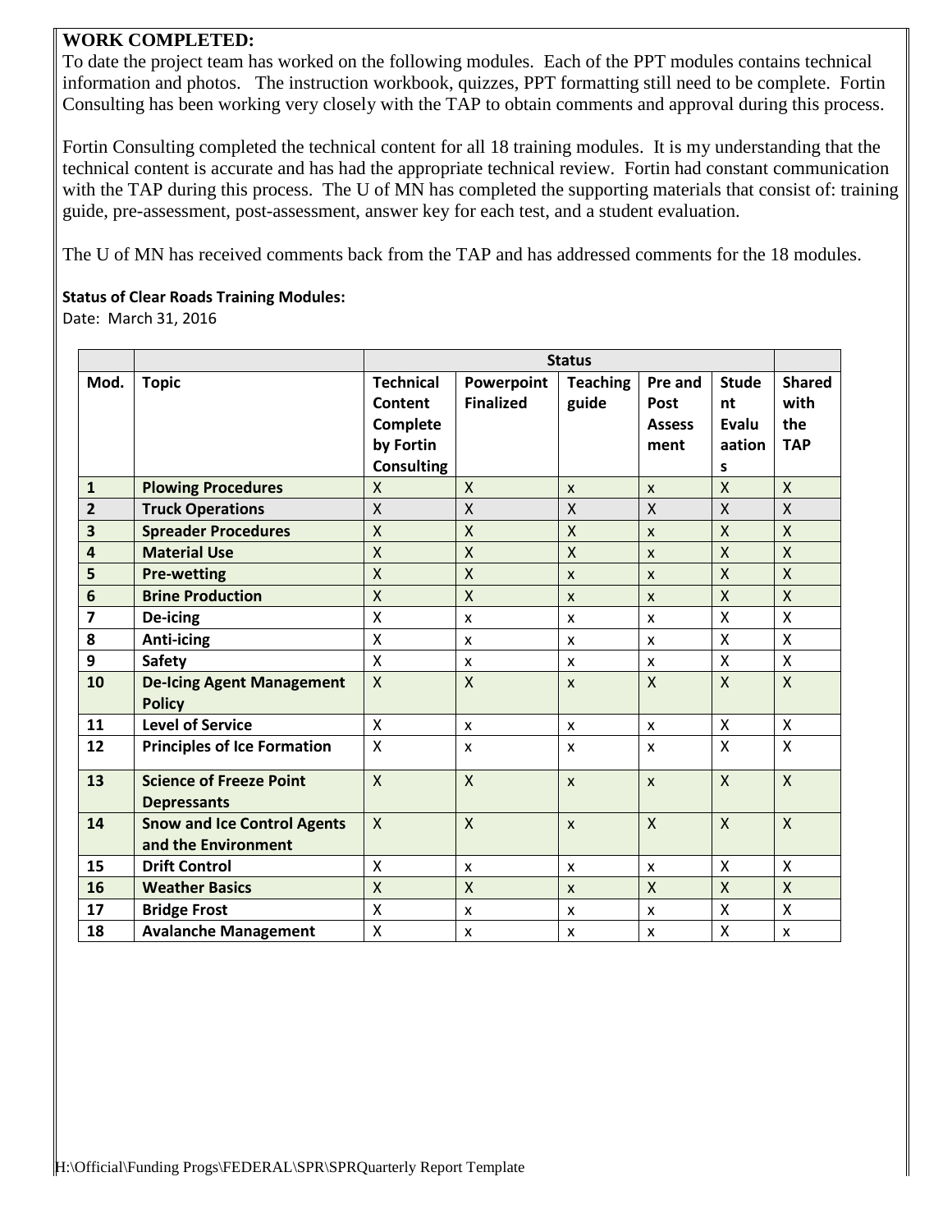**WORK COMPLETED:**

To date the project team has worked on the following modules. Each of the PPT modules contains technical information and photos. The instruction workbook, quizzes, PPT formatting still need to be complete. Fortin Consulting has been working very closely with the TAP to obtain comments and approval during this process.

Fortin Consulting completed the technical content for all 18 training modules. It is my understanding that the technical content is accurate and has had the appropriate technical review. Fortin had constant communication with the TAP during this process. The U of MN has completed the supporting materials that consist of: training guide, pre-assessment, post-assessment, answer key for each test, and a student evaluation.

The U of MN has received comments back from the TAP and has addressed comments for the 18 modules.

**Status of Clear Roads Training Modules:**

Date: March 31, 2016

| | | Status | | | | | |
|---|---|---|---|---|---|---|---|
| **Mod.** | **Topic** | **Technical Content Complete by Fortin Consulting** | **Powerpoint Finalized** | **Teaching guide** | **Pre and Post Assessment** | **Student Evaluations** | **Shared with the TAP** |
| **1** | **Plowing Procedures** | X | X | x | x | X | X |
| **2** | **Truck Operations** | X | X | X | X | X | X |
| **3** | **Spreader Procedures** | X | X | X | x | X | X |
| **4** | **Material Use** | X | X | X | x | X | X |
| **5** | **Pre-wetting** | X | X | x | x | X | X |
| **6** | **Brine Production** | X | X | x | x | X | X |
| **7** | **De-icing** | X | x | x | x | X | X |
| **8** | **Anti-icing** | X | x | x | x | X | X |
| **9** | **Safety** | X | x | x | x | X | X |
| **10** | **De-Icing Agent Management Policy** | X | X | x | X | X | X |
| **11** | **Level of Service** | X | x | x | x | X | X |
| **12** | **Principles of Ice Formation** | X | x | x | x | X | X |
| **13** | **Science of Freeze Point Depressants** | X | X | x | x | X | X |
| **14** | **Snow and Ice Control Agents and the Environment** | X | X | x | X | X | X |
| **15** | **Drift Control** | X | x | x | x | X | X |
| **16** | **Weather Basics** | X | X | x | X | X | X |
| **17** | **Bridge Frost** | X | x | x | x | X | X |
| **18** | **Avalanche Management** | X | x | x | x | X | x |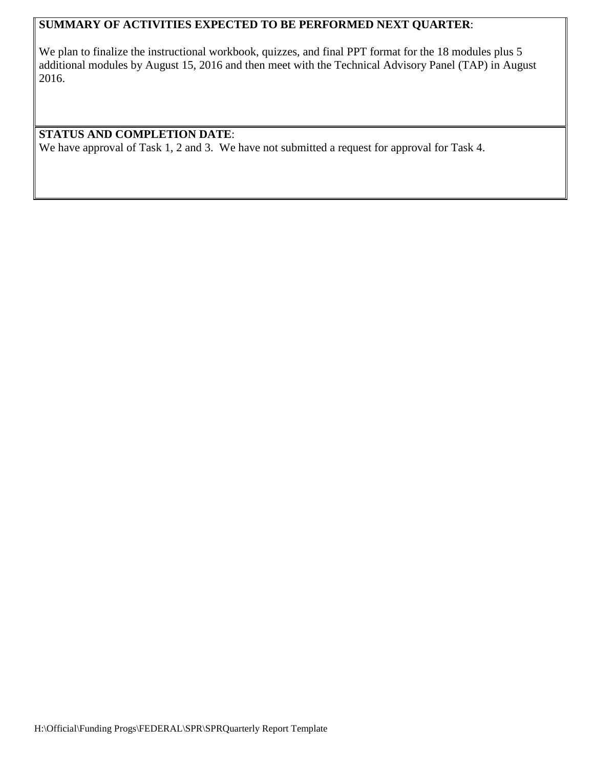**SUMMARY OF ACTIVITIES EXPECTED TO BE PERFORMED NEXT QUARTER**:

We plan to finalize the instructional workbook, quizzes, and final PPT format for the 18 modules plus 5 additional modules by August 15, 2016 and then meet with the Technical Advisory Panel (TAP) in August 2016.

**STATUS AND COMPLETION DATE**:

We have approval of Task 1, 2 and 3. We have not submitted a request for approval for Task 4.